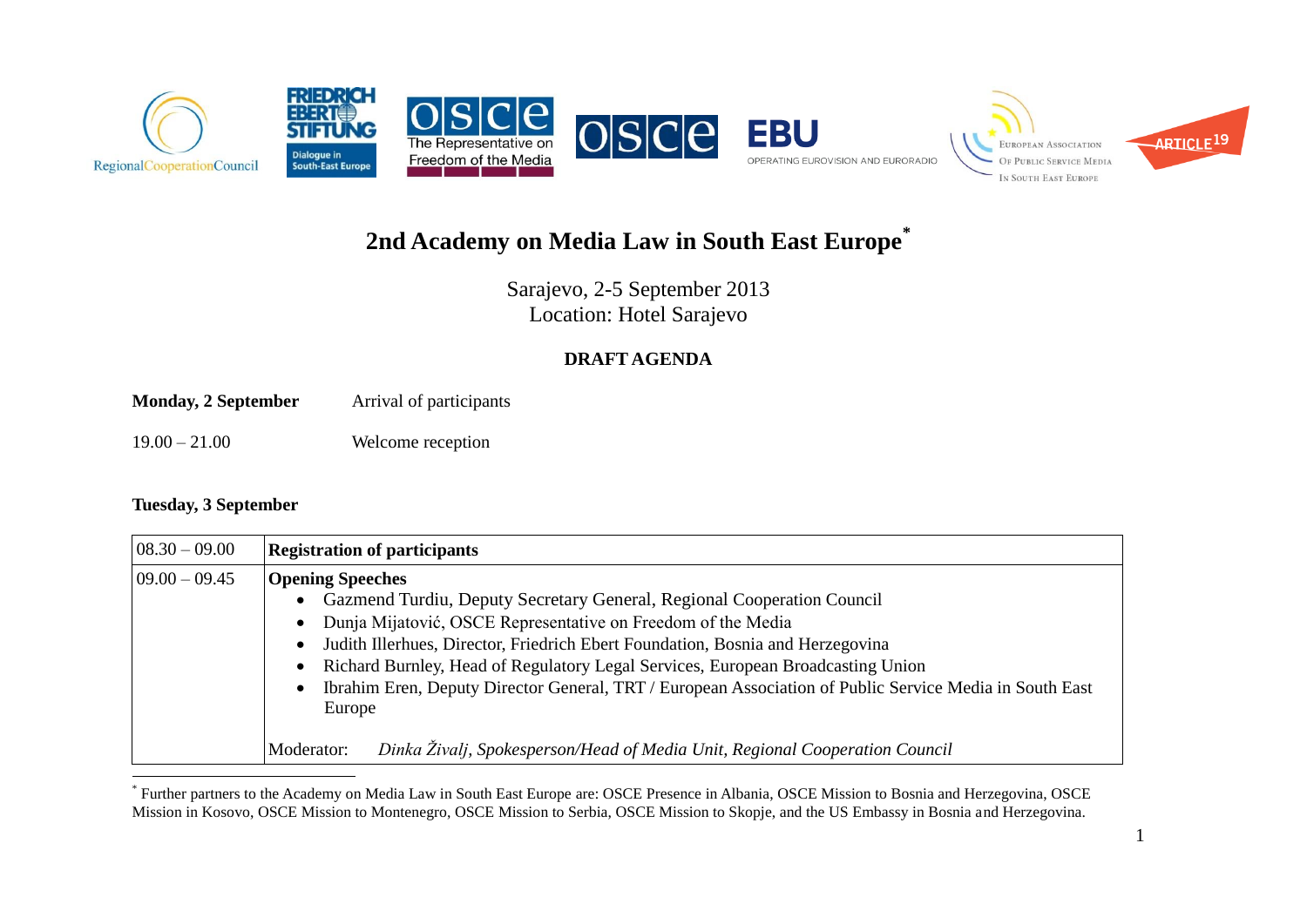# 2nd Academy on Media Law in South East Europe*

Sarajevo, 2-5 September 2013
Location: Hotel Sarajevo

**DRAFT AGENDA**

**Monday, 2 September** Arrival of participants

19.00 – 21.00 Welcome reception

**Tuesday, 3 September**

| 08.30 – 09.00 | **Registration of participants** |
|---|---|
| 09.00 – 09.45 | **Opening Speeches**<br>• Gazmend Turdiu, Deputy Secretary General, Regional Cooperation Council<br>• Dunja Mijatović, OSCE Representative on Freedom of the Media<br>• Judith Illerhues, Director, Friedrich Ebert Foundation, Bosnia and Herzegovina<br>• Richard Burnley, Head of Regulatory Legal Services, European Broadcasting Union<br>• Ibrahim Eren, Deputy Director General, TRT / European Association of Public Service Media in South East Europe<br><br>Moderator: *Dinka Živalj, Spokesperson/Head of Media Unit, Regional Cooperation Council* |

* Further partners to the Academy on Media Law in South East Europe are: OSCE Presence in Albania, OSCE Mission to Bosnia and Herzegovina, OSCE Mission in Kosovo, OSCE Mission to Montenegro, OSCE Mission to Serbia, OSCE Mission to Skopje, and the US Embassy in Bosnia and Herzegovina.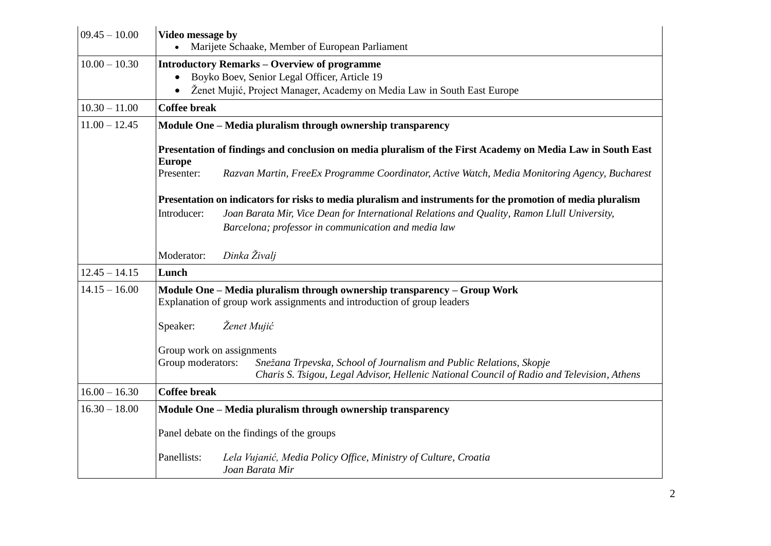| | |
|---|---|
| 09.45 – 10.00 | **Video message by**<br>• Marijete Schaake, Member of European Parliament |
| 10.00 – 10.30 | **Introductory Remarks – Overview of programme**<br>• Boyko Boev, Senior Legal Officer, Article 19<br>• Ženet Mujić, Project Manager, Academy on Media Law in South East Europe |
| 10.30 – 11.00 | **Coffee break** |
| 11.00 – 12.45 | **Module One – Media pluralism through ownership transparency**<br><br>**Presentation of findings and conclusion on media pluralism of the First Academy on Media Law in South East Europe**<br>Presenter: *Razvan Martin, FreeEx Programme Coordinator, Active Watch, Media Monitoring Agency, Bucharest*<br><br>**Presentation on indicators for risks to media pluralism and instruments for the promotion of media pluralism**<br>Introducer: *Joan Barata Mir, Vice Dean for International Relations and Quality, Ramon Llull University, Barcelona; professor in communication and media law*<br><br>Moderator: *Dinka Živalj* |
| 12.45 – 14.15 | **Lunch** |
| 14.15 – 16.00 | **Module One – Media pluralism through ownership transparency – Group Work**<br>Explanation of group work assignments and introduction of group leaders<br><br>Speaker: *Ženet Mujić*<br><br>Group work on assignments<br>Group moderators: *Snežana Trpevska, School of Journalism and Public Relations, Skopje*<br>*Charis S. Tsigou, Legal Advisor, Hellenic National Council of Radio and Television, Athens* |
| 16.00 – 16.30 | **Coffee break** |
| 16.30 – 18.00 | **Module One – Media pluralism through ownership transparency**<br><br>Panel debate on the findings of the groups<br><br>Panellists: *Lela Vujanić, Media Policy Office, Ministry of Culture, Croatia*<br>*Joan Barata Mir* |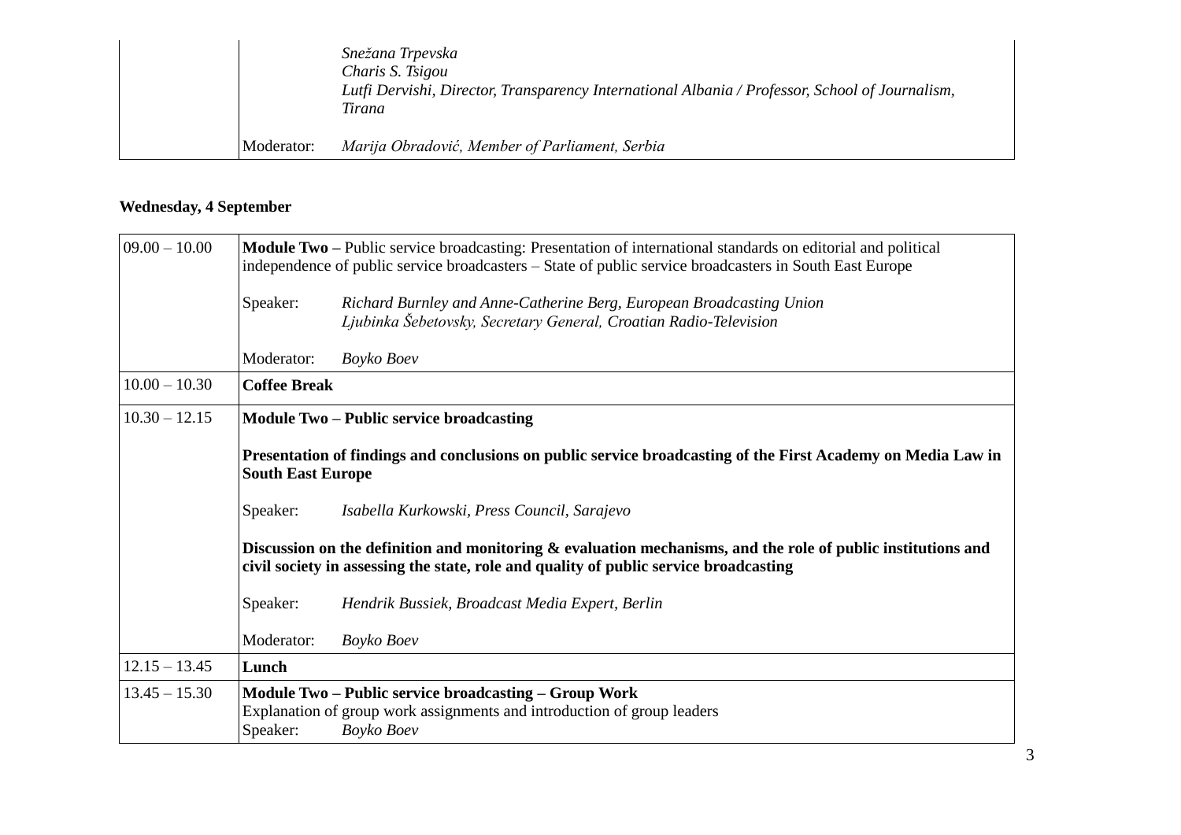| | | |
|---|---|---|
| | | *Snežana Trpevska*<br>*Charis S. Tsigou*<br>*Lutfi Dervishi, Director, Transparency International Albania / Professor, School of Journalism, Tirana* |
| | Moderator: | *Marija Obradović, Member of Parliament, Serbia* |

**Wednesday, 4 September**

| | |
|---|---|
| 09.00 – 10.00 | **Module Two –** Public service broadcasting: Presentation of international standards on editorial and political independence of public service broadcasters – State of public service broadcasters in South East Europe<br><br>Speaker: *Richard Burnley and Anne-Catherine Berg, European Broadcasting Union*<br>*Ljubinka Šebetovsky, Secretary General, Croatian Radio-Television*<br><br>Moderator: *Boyko Boev* |
| 10.00 – 10.30 | **Coffee Break** |
| 10.30 – 12.15 | **Module Two – Public service broadcasting**<br><br>**Presentation of findings and conclusions on public service broadcasting of the First Academy on Media Law in South East Europe**<br><br>Speaker: *Isabella Kurkowski, Press Council, Sarajevo*<br><br>**Discussion on the definition and monitoring & evaluation mechanisms, and the role of public institutions and civil society in assessing the state, role and quality of public service broadcasting**<br><br>Speaker: *Hendrik Bussiek, Broadcast Media Expert, Berlin*<br><br>Moderator: *Boyko Boev* |
| 12.15 – 13.45 | **Lunch** |
| 13.45 – 15.30 | **Module Two – Public service broadcasting – Group Work**<br>Explanation of group work assignments and introduction of group leaders<br>Speaker: *Boyko Boev* |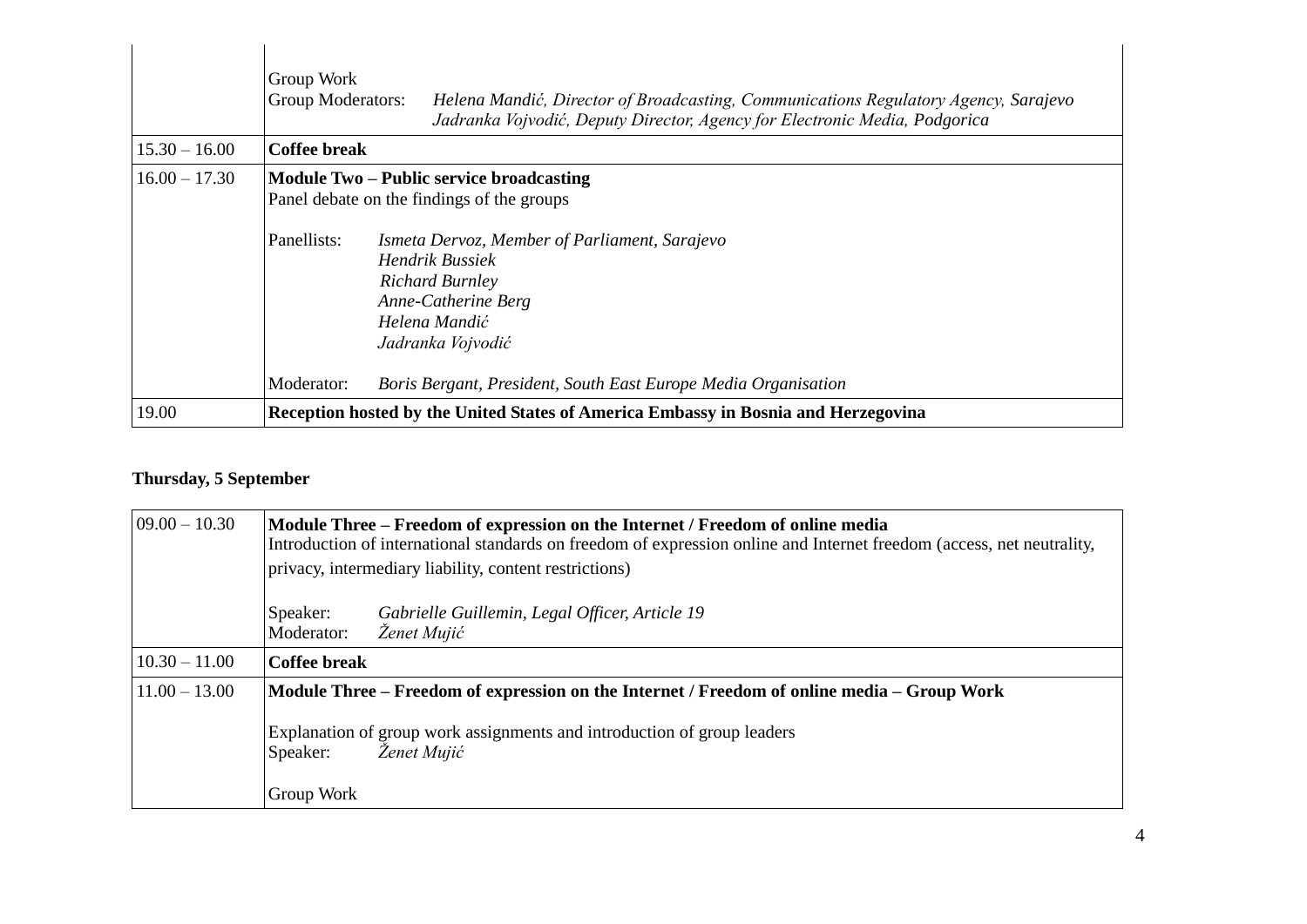| | |
|---|---|
| | Group Work<br>Group Moderators: *Helena Mandić, Director of Broadcasting, Communications Regulatory Agency, Sarajevo*<br>*Jadranka Vojvodić, Deputy Director, Agency for Electronic Media, Podgorica* |
| 15.30 – 16.00 | **Coffee break** |
| 16.00 – 17.30 | **Module Two – Public service broadcasting**<br>Panel debate on the findings of the groups<br><br>Panellists: *Ismeta Dervoz, Member of Parliament, Sarajevo*<br>*Hendrik Bussiek*<br>*Richard Burnley*<br>*Anne-Catherine Berg*<br>*Helena Mandić*<br>*Jadranka Vojvodić*<br><br>Moderator: *Boris Bergant, President, South East Europe Media Organisation* |
| 19.00 | **Reception hosted by the United States of America Embassy in Bosnia and Herzegovina** |

**Thursday, 5 September**

| | |
|---|---|
| 09.00 – 10.30 | **Module Three – Freedom of expression on the Internet / Freedom of online media**<br>Introduction of international standards on freedom of expression online and Internet freedom (access, net neutrality, privacy, intermediary liability, content restrictions)<br><br>Speaker: *Gabrielle Guillemin, Legal Officer, Article 19*<br>Moderator: *Ženet Mujić* |
| 10.30 – 11.00 | **Coffee break** |
| 11.00 – 13.00 | **Module Three – Freedom of expression on the Internet / Freedom of online media – Group Work**<br><br>Explanation of group work assignments and introduction of group leaders<br>Speaker: *Ženet Mujić*<br><br>Group Work |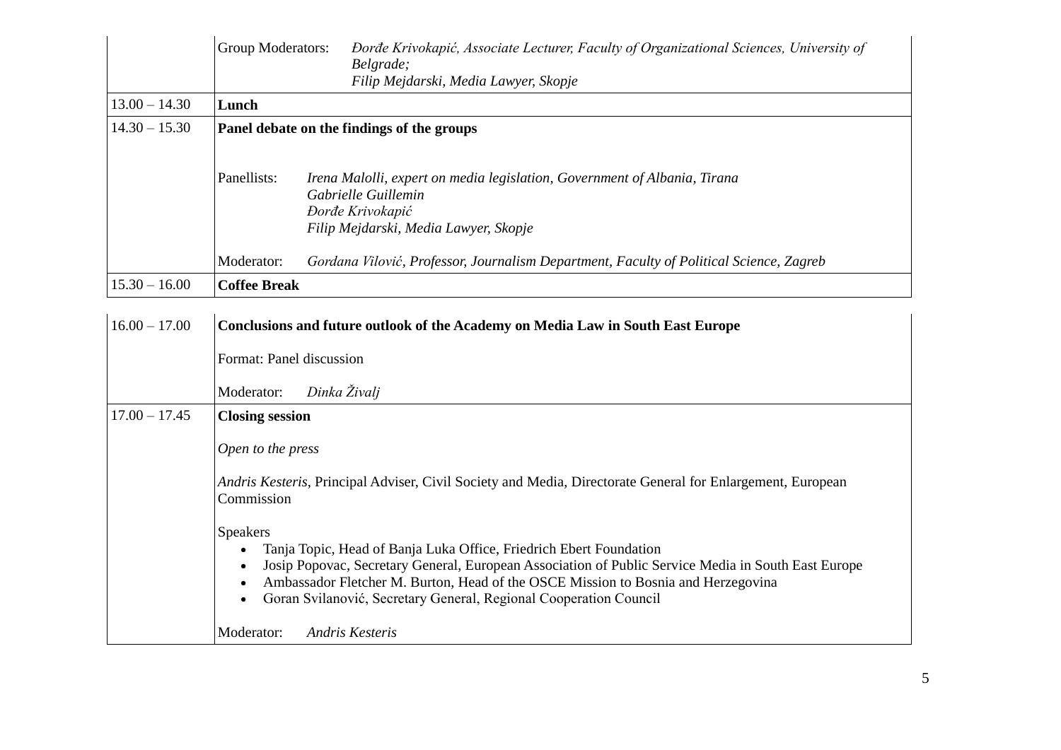| | |
|---|---|
| | Group Moderators: *Đorđe Krivokapić, Associate Lecturer, Faculty of Organizational Sciences, University of Belgrade;*<br>*Filip Mejdarski, Media Lawyer, Skopje* |
| 13.00 – 14.30 | **Lunch** |
| 14.30 – 15.30 | **Panel debate on the findings of the groups**<br><br>Panellists: *Irena Malolli, expert on media legislation, Government of Albania, Tirana*<br>*Gabrielle Guillemin*<br>*Đorđe Krivokapić*<br>*Filip Mejdarski, Media Lawyer, Skopje*<br><br>Moderator: *Gordana Vilović, Professor, Journalism Department, Faculty of Political Science, Zagreb* |
| 15.30 – 16.00 | **Coffee Break** |
| 16.00 – 17.00 | **Conclusions and future outlook of the Academy on Media Law in South East Europe**<br><br>Format: Panel discussion<br><br>Moderator: *Dinka Živalj* |
| 17.00 – 17.45 | **Closing session**<br><br>*Open to the press*<br><br>*Andris Kesteris*, Principal Adviser, Civil Society and Media, Directorate General for Enlargement, European Commission<br><br>Speakers<br>• Tanja Topic, Head of Banja Luka Office, Friedrich Ebert Foundation<br>• Josip Popovac, Secretary General, European Association of Public Service Media in South East Europe<br>• Ambassador Fletcher M. Burton, Head of the OSCE Mission to Bosnia and Herzegovina<br>• Goran Svilanović, Secretary General, Regional Cooperation Council<br><br>Moderator: *Andris Kesteris* |